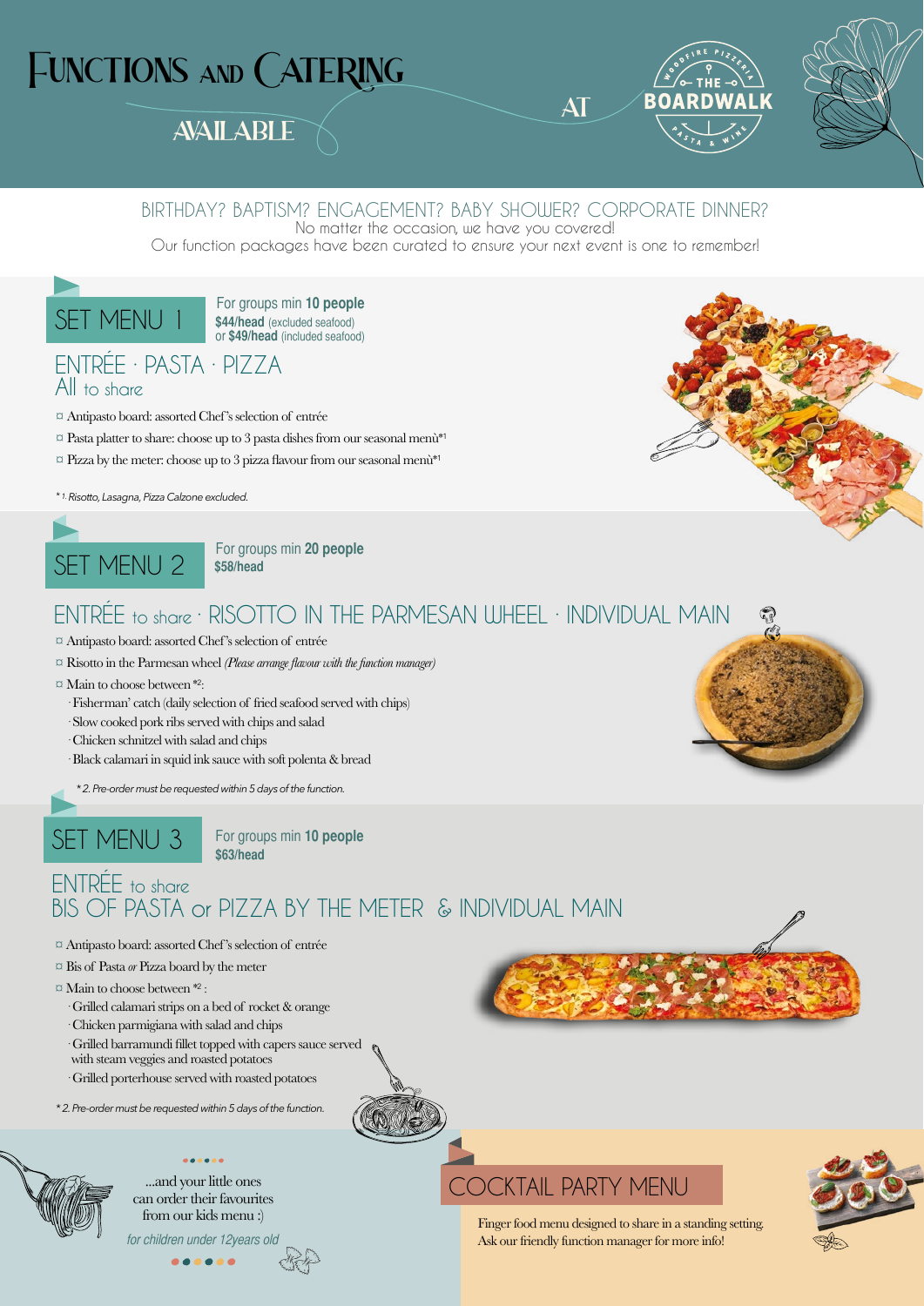# FUNCTIONS AND CATERING AVAILABLE AT THE BOARDWALK

Woodfire Pizzeria · Pasta & Wine

BIRTHDAY? BAPTISM? ENGAGEMENT? BABY SHOWER? CORPORATE DINNER?

No matter the occasion, we have you covered!
Our function packages have been curated to ensure your next event is one to remember!

## SET MENU 1

For groups min **10 people**
**$44/head** (excluded seafood)
or **$49/head** (included seafood)

### ENTRÉE · PASTA · PIZZA
All to share

- Antipasto board: assorted Chef's selection of entrée
- Pasta platter to share: choose up to 3 pasta dishes from our seasonal menù*[1]
- Pizza by the meter: choose up to 3 pizza flavour from our seasonal menù*[1]

*\* 1. Risotto, Lasagna, Pizza Calzone excluded.*

## SET MENU 2

For groups min **20 people**
**$58/head**

### ENTRÉE to share · RISOTTO IN THE PARMESAN WHEEL · INDIVIDUAL MAIN

- Antipasto board: assorted Chef's selection of entrée
- Risotto in the Parmesan wheel *(Please arrange flavour with the function manager)*
- Main to choose between *[2]:
  - Fisherman' catch (daily selection of fried seafood served with chips)
  - Slow cooked pork ribs served with chips and salad
  - Chicken schnitzel with salad and chips
  - Black calamari in squid ink sauce with soft polenta & bread

*\* 2. Pre-order must be requested within 5 days of the function.*

## SET MENU 3

For groups min **10 people**
**$63/head**

### ENTRÉE to share
### BIS OF PASTA or PIZZA BY THE METER & INDIVIDUAL MAIN

- Antipasto board: assorted Chef's selection of entrée
- Bis of Pasta *or* Pizza board by the meter
- Main to choose between *[2]:
  - Grilled calamari strips on a bed of rocket & orange
  - Chicken parmigiana with salad and chips
  - Grilled barramundi fillet topped with capers sauce served with steam veggies and roasted potatoes
  - Grilled porterhouse served with roasted potatoes

*\* 2. Pre-order must be requested within 5 days of the function.*

...and your little ones can order their favourites from our kids menu :)

*for children under 12years old*

## COCKTAIL PARTY MENU

Finger food menu designed to share in a standing setting.
Ask our friendly function manager for more info!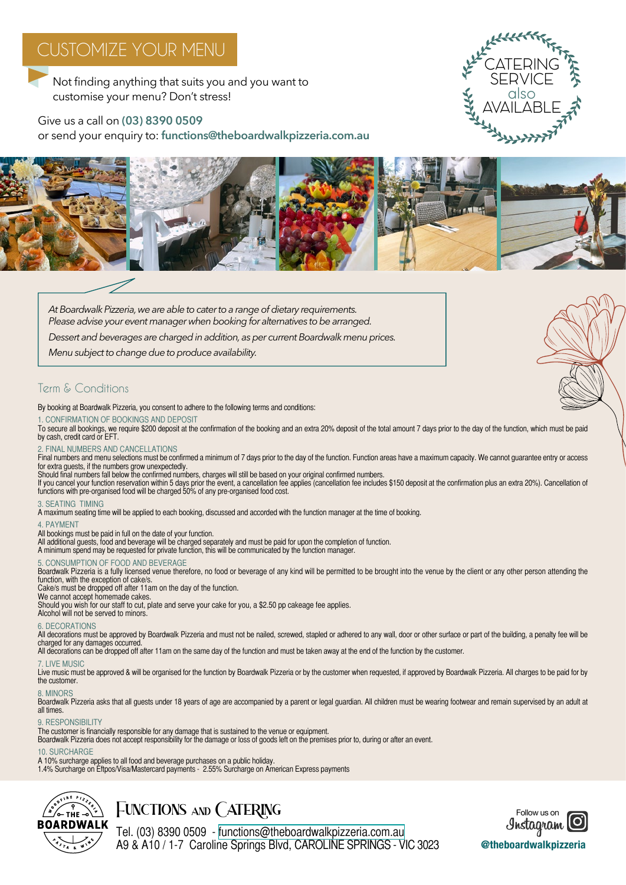## CUSTOMIZE YOUR MENU

Not finding anything that suits you and you want to customise your menu? Don't stress!

Give us a call on **(03) 8390 0509**
or send your enquiry to: **functions@theboardwalkpizzeria.com.au**

CATERING SERVICE also AVAILABLE

*At Boardwalk Pizzeria, we are able to cater to a range of dietary requirements. Please advise your event manager when booking for alternatives to be arranged.*

*Dessert and beverages are charged in addition, as per current Boardwalk menu prices.*

*Menu subject to change due to produce availability.*

## Term & Conditions

By booking at Boardwalk Pizzeria, you consent to adhere to the following terms and conditions:

### 1. CONFIRMATION OF BOOKINGS AND DEPOSIT

To secure all bookings, we require $200 deposit at the confirmation of the booking and an extra 20% deposit of the total amount 7 days prior to the day of the function, which must be paid by cash, credit card or EFT.

### 2. FINAL NUMBERS AND CANCELLATIONS

Final numbers and menu selections must be confirmed a minimum of 7 days prior to the day of the function. Function areas have a maximum capacity. We cannot guarantee entry or access for extra guests, if the numbers grow unexpectedly.
Should final numbers fall below the confirmed numbers, charges will still be based on your original confirmed numbers.
If you cancel your function reservation within 5 days prior the event, a cancellation fee applies (cancellation fee includes $150 deposit at the confirmation plus an extra 20%). Cancellation of functions with pre-organised food will be charged 50% of any pre-organised food cost.

### 3. SEATING TIMING

A maximum seating time will be applied to each booking, discussed and accorded with the function manager at the time of booking.

### 4. PAYMENT

All bookings must be paid in full on the date of your function.
All additional guests, food and beverage will be charged separately and must be paid for upon the completion of function.
A minimum spend may be requested for private function, this will be communicated by the function manager.

### 5. CONSUMPTION OF FOOD AND BEVERAGE

Boardwalk Pizzeria is a fully licensed venue therefore, no food or beverage of any kind will be permitted to be brought into the venue by the client or any other person attending the function, with the exception of cake/s.
Cake/s must be dropped off after 11am on the day of the function.
We cannot accept homemade cakes.
Should you wish for our staff to cut, plate and serve your cake for you, a $2.50 pp cakeage fee applies.
Alcohol will not be served to minors.

### 6. DECORATIONS

All decorations must be approved by Boardwalk Pizzeria and must not be nailed, screwed, stapled or adhered to any wall, door or other surface or part of the building, a penalty fee will be charged for any damages occurred.
All decorations can be dropped off after 11am on the same day of the function and must be taken away at the end of the function by the customer.

### 7. LIVE MUSIC

Live music must be approved & will be organised for the function by Boardwalk Pizzeria or by the customer when requested, if approved by Boardwalk Pizzeria. All charges to be paid for by the customer.

### 8. MINORS

Boardwalk Pizzeria asks that all guests under 18 years of age are accompanied by a parent or legal guardian. All children must be wearing footwear and remain supervised by an adult at all times.

### 9. RESPONSIBILITY

The customer is financially responsible for any damage that is sustained to the venue or equipment.
Boardwalk Pizzeria does not accept responsibility for the damage or loss of goods left on the premises prior to, during or after an event.

### 10. SURCHARGE

A 10% surcharge applies to all food and beverage purchases on a public holiday.
1.4% Surcharge on Eftpos/Visa/Mastercard payments - 2.55% Surcharge on American Express payments

WOODFIRE PIZZERIA – THE BOARDWALK – PASTA & WINE

## FUNCTIONS AND CATERING

Tel. (03) 8390 0509 - functions@theboardwalkpizzeria.com.au
A9 & A10 / 1-7 Caroline Springs Blvd, CAROLINE SPRINGS - VIC 3023

Follow us on Instagram
**@theboardwalkpizzeria**